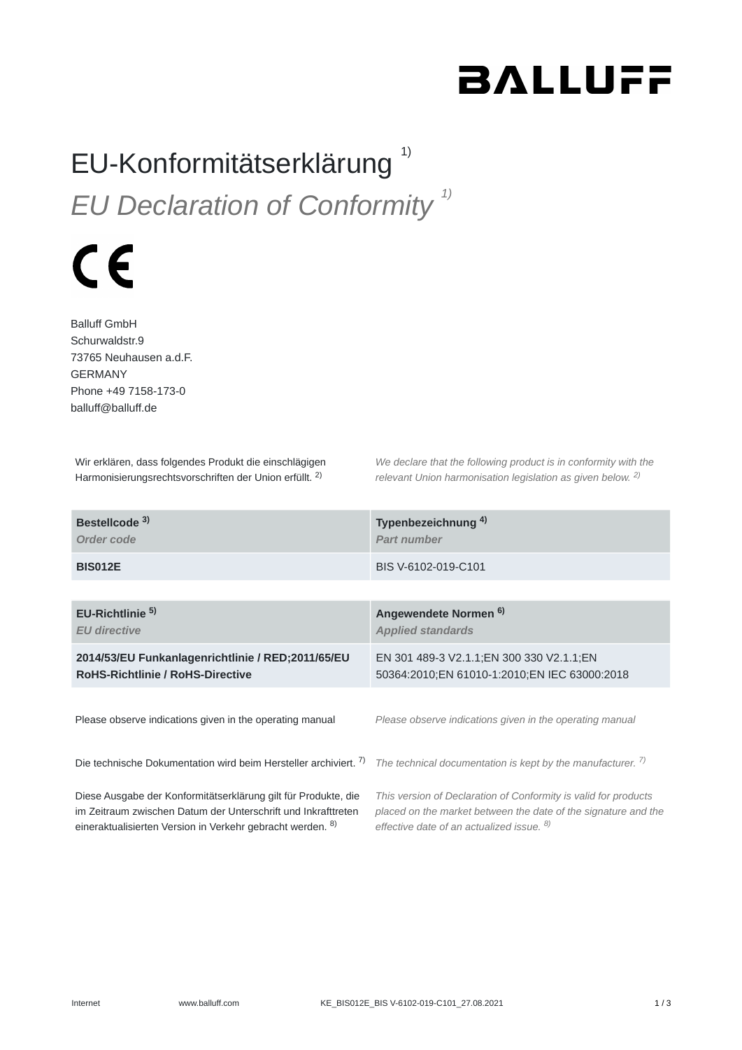BALLUFF

# EU-Konformitätserklärung [1)]

# *EU Declaration of Conformity [1)]*

CE

Balluff GmbH
Schurwaldstr.9
73765 Neuhausen a.d.F.
GERMANY
Phone +49 7158-173-0
balluff@balluff.de

| | |
|---|---|
| Wir erklären, dass folgendes Produkt die einschlägigen Harmonisierungsrechtsvorschriften der Union erfüllt. [2)] | *We declare that the following product is in conformity with the relevant Union harmonisation legislation as given below. [2)]* |

| **Bestellcode [3)]** *Order code* | **Typenbezeichnung [4)]** *Part number* |
|---|---|
| **BIS012E** | BIS V-6102-019-C101 |

| **EU-Richtlinie [5)]** *EU directive* | **Angewendete Normen [6)]** *Applied standards* |
|---|---|
| **2014/53/EU Funkanlagenrichtlinie / RED;2011/65/EU RoHS-Richtlinie / RoHS-Directive** | EN 301 489-3 V2.1.1;EN 300 330 V2.1.1;EN 50364:2010;EN 61010-1:2010;EN IEC 63000:2018 |

| | |
|---|---|
| Please observe indications given in the operating manual | *Please observe indications given in the operating manual* |
| Die technische Dokumentation wird beim Hersteller archiviert. [7)] | *The technical documentation is kept by the manufacturer. [7)]* |
| Diese Ausgabe der Konformitätserklärung gilt für Produkte, die im Zeitraum zwischen Datum der Unterschrift und Inkrafttreten eineraktualisierten Version in Verkehr gebracht werden. [8)] | *This version of Declaration of Conformity is valid for products placed on the market between the date of the signature and the effective date of an actualized issue. [8)]* |

Internet www.balluff.com KE_BIS012E_BIS V-6102-019-C101_27.08.2021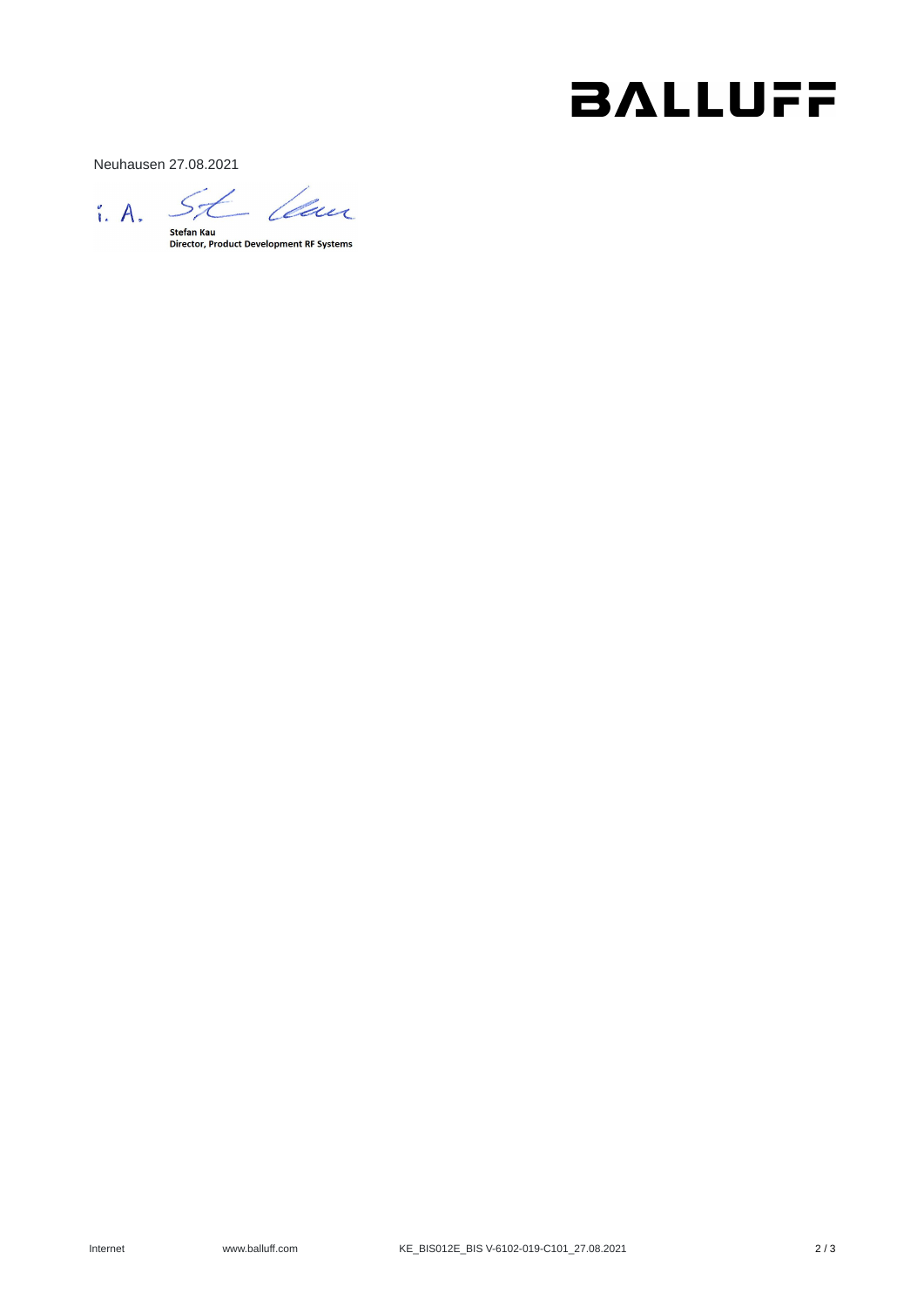Neuhausen 27.08.2021

i. A.

Stefan Kau
Director, Product Development RF Systems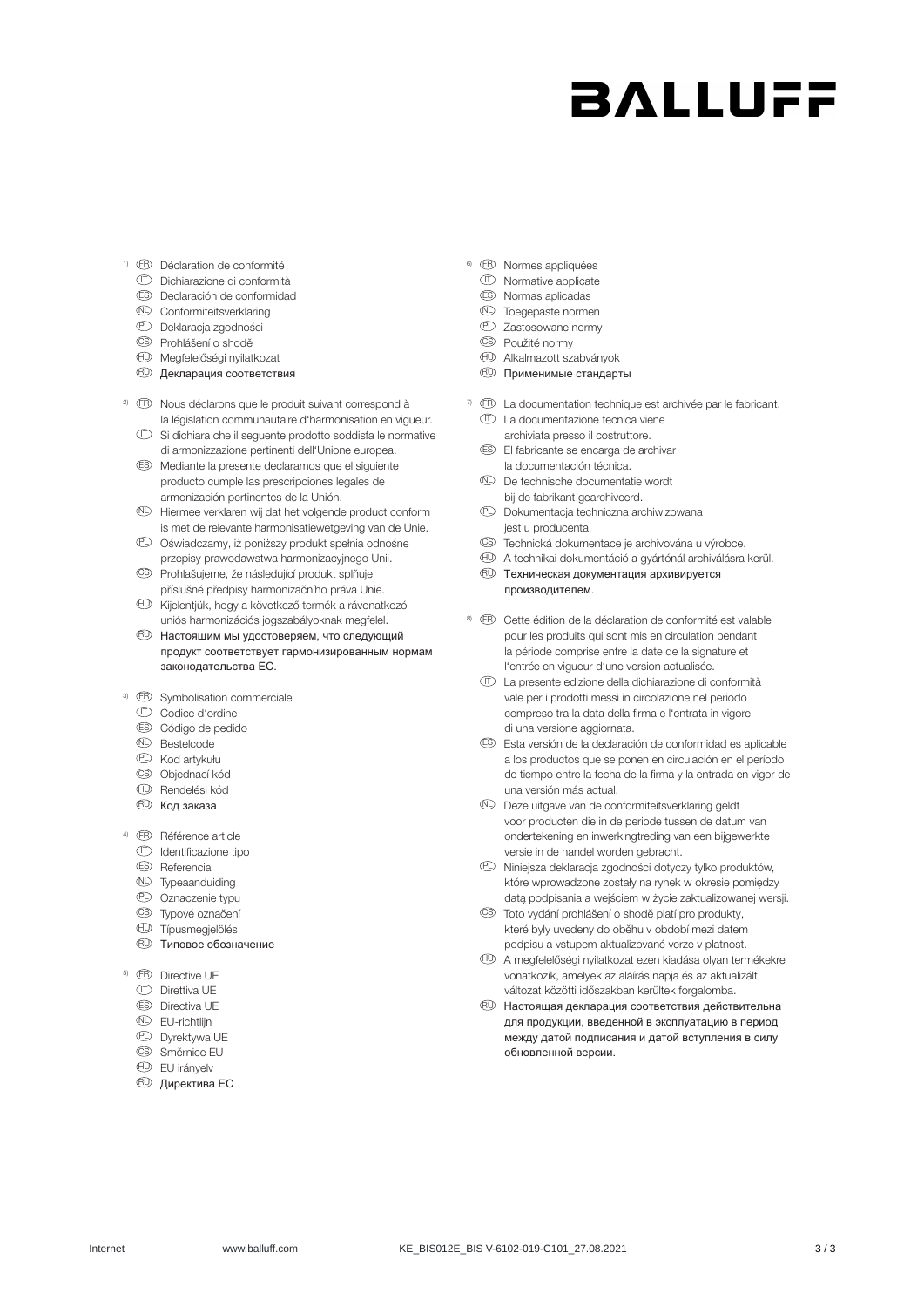**BALLUFF**

1) (FR) Déclaration de conformité
(IT) Dichiarazione di conformità
(ES) Declaración de conformidad
(NL) Conformiteitsverklaring
(PL) Deklaracja zgodności
(CS) Prohlášení o shodě
(HU) Megfelelőségi nyilatkozat
(RU) Декларация соответствия

2) (FR) Nous déclarons que le produit suivant correspond à la législation communautaire d'harmonisation en vigueur.
(IT) Si dichiara che il seguente prodotto soddisfa le normative di armonizzazione pertinenti dell'Unione europea.
(ES) Mediante la presente declaramos que el siguiente producto cumple las prescripciones legales de armonización pertinentes de la Unión.
(NL) Hiermee verklaren wij dat het volgende product conform is met de relevante harmonisatiewetgeving van de Unie.
(PL) Oświadczamy, iż poniższy produkt spełnia odnośne przepisy prawodawstwa harmonizacyjnego Unii.
(CS) Prohlašujeme, že následující produkt splňuje příslušné předpisy harmonizačního práva Unie.
(HU) Kijelentjük, hogy a következő termék a rávonatkozó uniós harmonizációs jogszabályoknak megfelel.
(RU) Настоящим мы удостоверяем, что следующий продукт соответствует гармонизированным нормам законодательства ЕС.

3) (FR) Symbolisation commerciale
(IT) Codice d'ordine
(ES) Código de pedido
(NL) Bestelcode
(PL) Kod artykułu
(CS) Objednací kód
(HU) Rendelési kód
(RU) Код заказа

4) (FR) Référence article
(IT) Identificazione tipo
(ES) Referencia
(NL) Typeaanduiding
(PL) Oznaczenie typu
(CS) Typové označení
(HU) Típusmegjelölés
(RU) Типовое обозначение

5) (FR) Directive UE
(IT) Direttiva UE
(ES) Directiva UE
(NL) EU-richtlijn
(PL) Dyrektywa UE
(CS) Směrnice EU
(HU) EU irányelv
(RU) Директива ЕС

6) (FR) Normes appliquées
(IT) Normative applicate
(ES) Normas aplicadas
(NL) Toegepaste normen
(PL) Zastosowane normy
(CS) Použité normy
(HU) Alkalmazott szabványok
(RU) Применимые стандарты

7) (FR) La documentation technique est archivée par le fabricant.
(IT) La documentazione tecnica viene archiviata presso il costruttore.
(ES) El fabricante se encarga de archivar la documentación técnica.
(NL) De technische documentatie wordt bij de fabrikant gearchiveerd.
(PL) Dokumentacja techniczna archiwizowana jest u producenta.
(CS) Technická dokumentace je archivována u výrobce.
(HU) A technikai dokumentáció a gyártónál archiválásra kerül.
(RU) Техническая документация архивируется производителем.

8) (FR) Cette édition de la déclaration de conformité est valable pour les produits qui sont mis en circulation pendant la période comprise entre la date de la signature et l'entrée en vigueur d'une version actualisée.
(IT) La presente edizione della dichiarazione di conformità vale per i prodotti messi in circolazione nel periodo compreso tra la data della firma e l'entrata in vigore di una versione aggiornata.
(ES) Esta versión de la declaración de conformidad es aplicable a los productos que se ponen en circulación en el período de tiempo entre la fecha de la firma y la entrada en vigor de una versión más actual.
(NL) Deze uitgave van de conformiteitsverklaring geldt voor producten die in de periode tussen de datum van ondertekening en inwerkingtreding van een bijgewerkte versie in de handel worden gebracht.
(PL) Niniejsza deklaracja zgodności dotyczy tylko produktów, które wprowadzone zostały na rynek w okresie pomiędzy datą podpisania a wejściem w życie zaktualizowanej wersji.
(CS) Toto vydání prohlášení o shodě platí pro produkty, které byly uvedeny do oběhu v období mezi datem podpisu a vstupem aktualizované verze v platnost.
(HU) A megfelelőségi nyilatkozat ezen kiadása olyan termékekre vonatkozik, amelyek az aláírás napja és az aktualizált változat közötti időszakban kerültek forgalomba.
(RU) Настоящая декларация соответствия действительна для продукции, введенной в эксплуатацию в период между датой подписания и датой вступления в силу обновленной версии.

Internet www.balluff.com KE_BIS012E_BIS V-6102-019-C101_27.08.2021